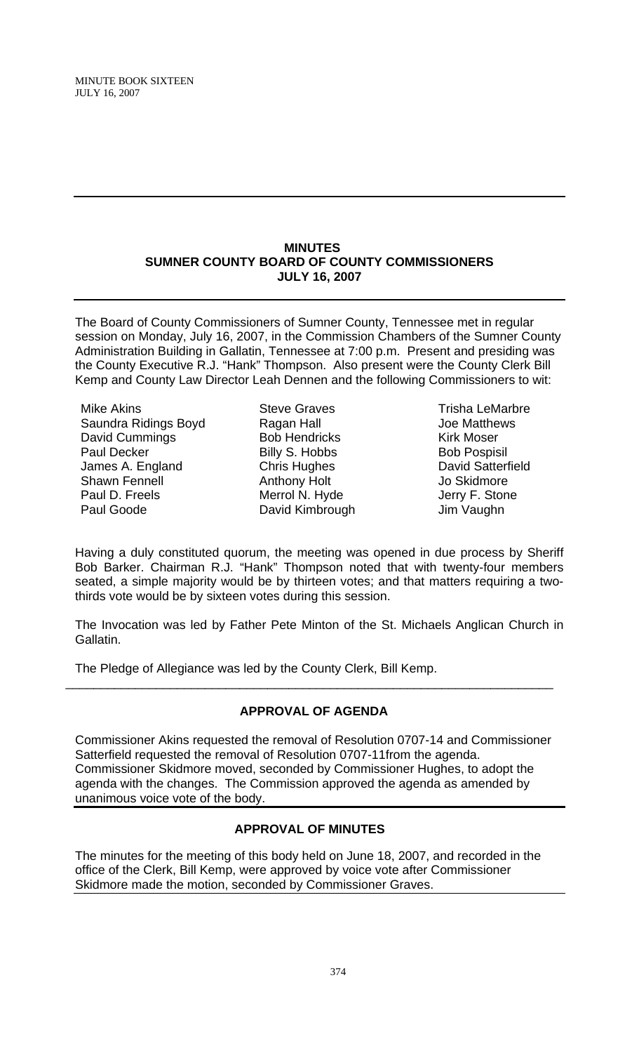## MINUTES
## SUMNER COUNTY BOARD OF COUNTY COMMISSIONERS
## JULY 16, 2007

The Board of County Commissioners of Sumner County, Tennessee met in regular session on Monday, July 16, 2007, in the Commission Chambers of the Sumner County Administration Building in Gallatin, Tennessee at 7:00 p.m. Present and presiding was the County Executive R.J. "Hank" Thompson. Also present were the County Clerk Bill Kemp and County Law Director Leah Dennen and the following Commissioners to wit:

| | | |
|---|---|---|
| Mike Akins | Steve Graves | Trisha LeMarbre |
| Saundra Ridings Boyd | Ragan Hall | Joe Matthews |
| David Cummings | Bob Hendricks | Kirk Moser |
| Paul Decker | Billy S. Hobbs | Bob Pospisil |
| James A. England | Chris Hughes | David Satterfield |
| Shawn Fennell | Anthony Holt | Jo Skidmore |
| Paul D. Freels | Merrol N. Hyde | Jerry F. Stone |
| Paul Goode | David Kimbrough | Jim Vaughn |

Having a duly constituted quorum, the meeting was opened in due process by Sheriff Bob Barker. Chairman R.J. "Hank" Thompson noted that with twenty-four members seated, a simple majority would be by thirteen votes; and that matters requiring a two-thirds vote would be by sixteen votes during this session.

The Invocation was led by Father Pete Minton of the St. Michaels Anglican Church in Gallatin.

The Pledge of Allegiance was led by the County Clerk, Bill Kemp.

---

### APPROVAL OF AGENDA

Commissioner Akins requested the removal of Resolution 0707-14 and Commissioner Satterfield requested the removal of Resolution 0707-11from the agenda. Commissioner Skidmore moved, seconded by Commissioner Hughes, to adopt the agenda with the changes. The Commission approved the agenda as amended by unanimous voice vote of the body.

### APPROVAL OF MINUTES

The minutes for the meeting of this body held on June 18, 2007, and recorded in the office of the Clerk, Bill Kemp, were approved by voice vote after Commissioner Skidmore made the motion, seconded by Commissioner Graves.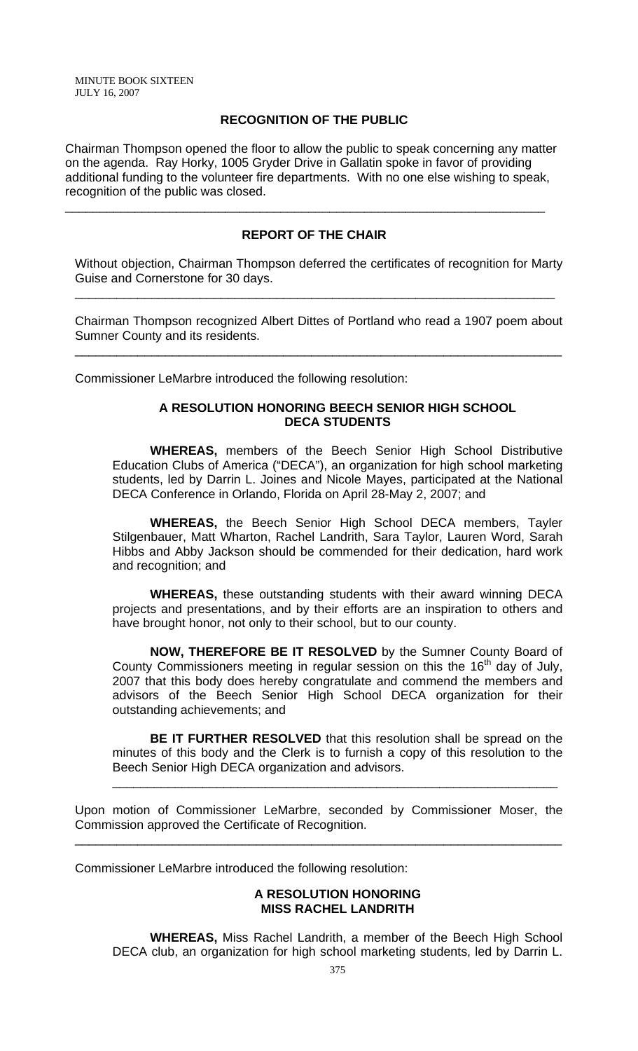## RECOGNITION OF THE PUBLIC

Chairman Thompson opened the floor to allow the public to speak concerning any matter on the agenda. Ray Horky, 1005 Gryder Drive in Gallatin spoke in favor of providing additional funding to the volunteer fire departments. With no one else wishing to speak, recognition of the public was closed.

---

## REPORT OF THE CHAIR

Without objection, Chairman Thompson deferred the certificates of recognition for Marty Guise and Cornerstone for 30 days.

---

Chairman Thompson recognized Albert Dittes of Portland who read a 1907 poem about Sumner County and its residents.

---

Commissioner LeMarbre introduced the following resolution:

### A RESOLUTION HONORING BEECH SENIOR HIGH SCHOOL DECA STUDENTS

**WHEREAS,** members of the Beech Senior High School Distributive Education Clubs of America ("DECA"), an organization for high school marketing students, led by Darrin L. Joines and Nicole Mayes, participated at the National DECA Conference in Orlando, Florida on April 28-May 2, 2007; and

**WHEREAS,** the Beech Senior High School DECA members, Tayler Stilgenbauer, Matt Wharton, Rachel Landrith, Sara Taylor, Lauren Word, Sarah Hibbs and Abby Jackson should be commended for their dedication, hard work and recognition; and

**WHEREAS,** these outstanding students with their award winning DECA projects and presentations, and by their efforts are an inspiration to others and have brought honor, not only to their school, but to our county.

**NOW, THEREFORE BE IT RESOLVED** by the Sumner County Board of County Commissioners meeting in regular session on this the 16th day of July, 2007 that this body does hereby congratulate and commend the members and advisors of the Beech Senior High School DECA organization for their outstanding achievements; and

**BE IT FURTHER RESOLVED** that this resolution shall be spread on the minutes of this body and the Clerk is to furnish a copy of this resolution to the Beech Senior High DECA organization and advisors.

---

Upon motion of Commissioner LeMarbre, seconded by Commissioner Moser, the Commission approved the Certificate of Recognition.

---

Commissioner LeMarbre introduced the following resolution:

### A RESOLUTION HONORING MISS RACHEL LANDRITH

**WHEREAS,** Miss Rachel Landrith, a member of the Beech High School DECA club, an organization for high school marketing students, led by Darrin L.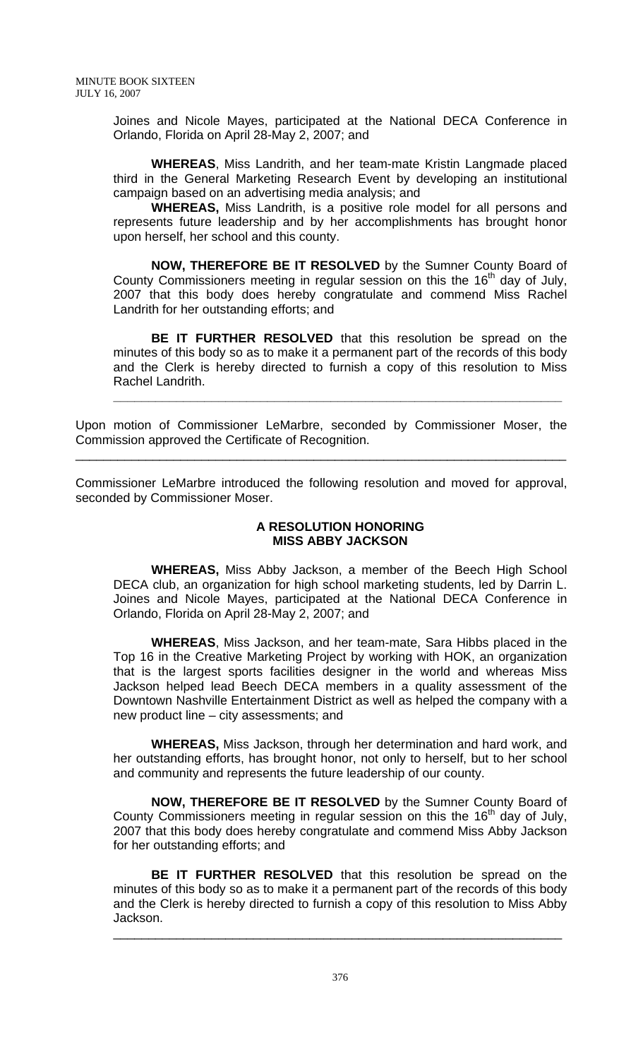Joines and Nicole Mayes, participated at the National DECA Conference in Orlando, Florida on April 28-May 2, 2007; and

**WHEREAS**, Miss Landrith, and her team-mate Kristin Langmade placed third in the General Marketing Research Event by developing an institutional campaign based on an advertising media analysis; and

**WHEREAS,** Miss Landrith, is a positive role model for all persons and represents future leadership and by her accomplishments has brought honor upon herself, her school and this county.

**NOW, THEREFORE BE IT RESOLVED** by the Sumner County Board of County Commissioners meeting in regular session on this the 16th day of July, 2007 that this body does hereby congratulate and commend Miss Rachel Landrith for her outstanding efforts; and

**BE IT FURTHER RESOLVED** that this resolution be spread on the minutes of this body so as to make it a permanent part of the records of this body and the Clerk is hereby directed to furnish a copy of this resolution to Miss Rachel Landrith.

---

Upon motion of Commissioner LeMarbre, seconded by Commissioner Moser, the Commission approved the Certificate of Recognition.

---

Commissioner LeMarbre introduced the following resolution and moved for approval, seconded by Commissioner Moser.

**A RESOLUTION HONORING MISS ABBY JACKSON**

**WHEREAS,** Miss Abby Jackson, a member of the Beech High School DECA club, an organization for high school marketing students, led by Darrin L. Joines and Nicole Mayes, participated at the National DECA Conference in Orlando, Florida on April 28-May 2, 2007; and

**WHEREAS**, Miss Jackson, and her team-mate, Sara Hibbs placed in the Top 16 in the Creative Marketing Project by working with HOK, an organization that is the largest sports facilities designer in the world and whereas Miss Jackson helped lead Beech DECA members in a quality assessment of the Downtown Nashville Entertainment District as well as helped the company with a new product line – city assessments; and

**WHEREAS,** Miss Jackson, through her determination and hard work, and her outstanding efforts, has brought honor, not only to herself, but to her school and community and represents the future leadership of our county.

**NOW, THEREFORE BE IT RESOLVED** by the Sumner County Board of County Commissioners meeting in regular session on this the 16th day of July, 2007 that this body does hereby congratulate and commend Miss Abby Jackson for her outstanding efforts; and

**BE IT FURTHER RESOLVED** that this resolution be spread on the minutes of this body so as to make it a permanent part of the records of this body and the Clerk is hereby directed to furnish a copy of this resolution to Miss Abby Jackson.

---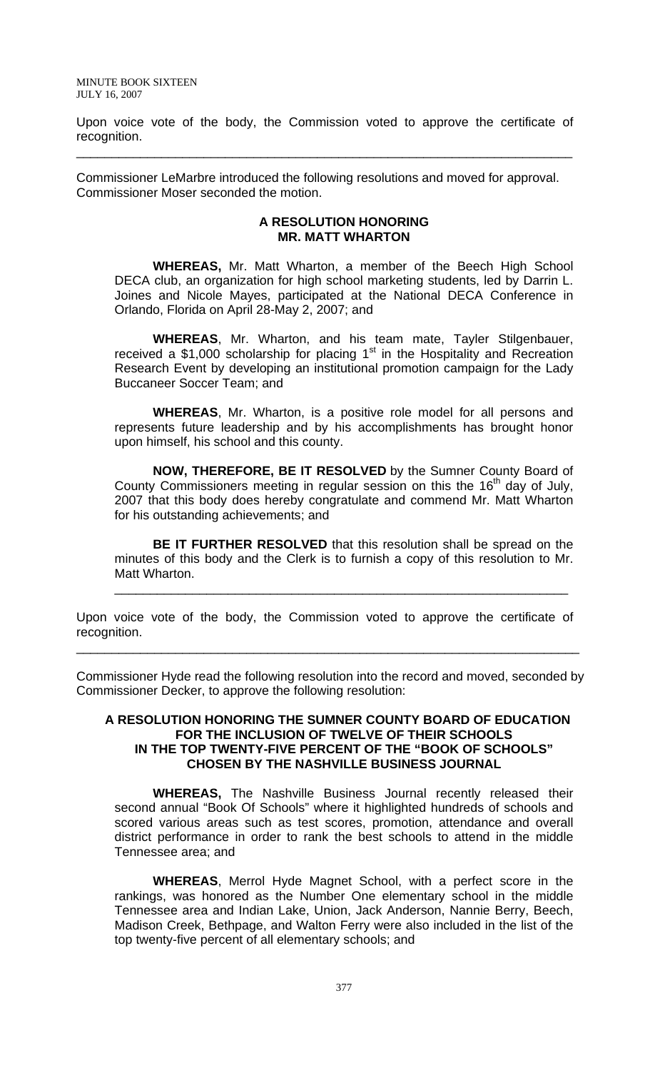Upon voice vote of the body, the Commission voted to approve the certificate of recognition.

---

Commissioner LeMarbre introduced the following resolutions and moved for approval. Commissioner Moser seconded the motion.

**A RESOLUTION HONORING**
**MR. MATT WHARTON**

**WHEREAS,** Mr. Matt Wharton, a member of the Beech High School DECA club, an organization for high school marketing students, led by Darrin L. Joines and Nicole Mayes, participated at the National DECA Conference in Orlando, Florida on April 28-May 2, 2007; and

**WHEREAS**, Mr. Wharton, and his team mate, Tayler Stilgenbauer, received a $1,000 scholarship for placing 1st in the Hospitality and Recreation Research Event by developing an institutional promotion campaign for the Lady Buccaneer Soccer Team; and

**WHEREAS**, Mr. Wharton, is a positive role model for all persons and represents future leadership and by his accomplishments has brought honor upon himself, his school and this county.

**NOW, THEREFORE, BE IT RESOLVED** by the Sumner County Board of County Commissioners meeting in regular session on this the 16th day of July, 2007 that this body does hereby congratulate and commend Mr. Matt Wharton for his outstanding achievements; and

**BE IT FURTHER RESOLVED** that this resolution shall be spread on the minutes of this body and the Clerk is to furnish a copy of this resolution to Mr. Matt Wharton.

---

Upon voice vote of the body, the Commission voted to approve the certificate of recognition.

---

Commissioner Hyde read the following resolution into the record and moved, seconded by Commissioner Decker, to approve the following resolution:

**A RESOLUTION HONORING THE SUMNER COUNTY BOARD OF EDUCATION FOR THE INCLUSION OF TWELVE OF THEIR SCHOOLS IN THE TOP TWENTY-FIVE PERCENT OF THE "BOOK OF SCHOOLS" CHOSEN BY THE NASHVILLE BUSINESS JOURNAL**

**WHEREAS,** The Nashville Business Journal recently released their second annual "Book Of Schools" where it highlighted hundreds of schools and scored various areas such as test scores, promotion, attendance and overall district performance in order to rank the best schools to attend in the middle Tennessee area; and

**WHEREAS**, Merrol Hyde Magnet School, with a perfect score in the rankings, was honored as the Number One elementary school in the middle Tennessee area and Indian Lake, Union, Jack Anderson, Nannie Berry, Beech, Madison Creek, Bethpage, and Walton Ferry were also included in the list of the top twenty-five percent of all elementary schools; and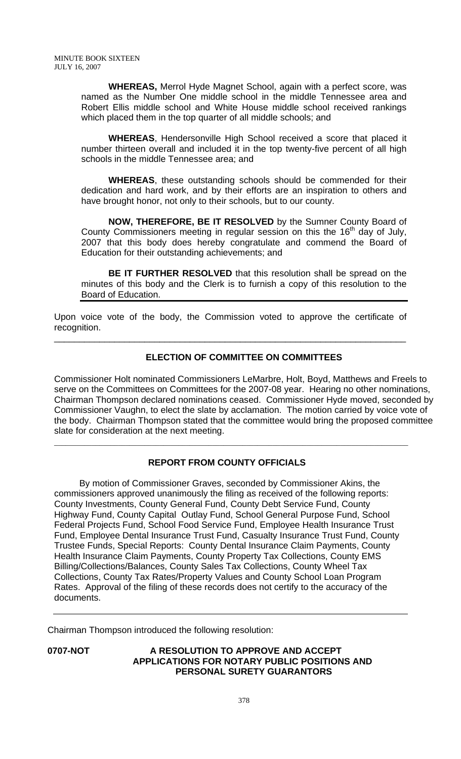**WHEREAS,** Merrol Hyde Magnet School, again with a perfect score, was named as the Number One middle school in the middle Tennessee area and Robert Ellis middle school and White House middle school received rankings which placed them in the top quarter of all middle schools; and

**WHEREAS**, Hendersonville High School received a score that placed it number thirteen overall and included it in the top twenty-five percent of all high schools in the middle Tennessee area; and

**WHEREAS**, these outstanding schools should be commended for their dedication and hard work, and by their efforts are an inspiration to others and have brought honor, not only to their schools, but to our county.

**NOW, THEREFORE, BE IT RESOLVED** by the Sumner County Board of County Commissioners meeting in regular session on this the 16th day of July, 2007 that this body does hereby congratulate and commend the Board of Education for their outstanding achievements; and

**BE IT FURTHER RESOLVED** that this resolution shall be spread on the minutes of this body and the Clerk is to furnish a copy of this resolution to the Board of Education.

---

Upon voice vote of the body, the Commission voted to approve the certificate of recognition.

---

## ELECTION OF COMMITTEE ON COMMITTEES

Commissioner Holt nominated Commissioners LeMarbre, Holt, Boyd, Matthews and Freels to serve on the Committees on Committees for the 2007-08 year. Hearing no other nominations, Chairman Thompson declared nominations ceased. Commissioner Hyde moved, seconded by Commissioner Vaughn, to elect the slate by acclamation. The motion carried by voice vote of the body. Chairman Thompson stated that the committee would bring the proposed committee slate for consideration at the next meeting.

---

## REPORT FROM COUNTY OFFICIALS

By motion of Commissioner Graves, seconded by Commissioner Akins, the commissioners approved unanimously the filing as received of the following reports: County Investments, County General Fund, County Debt Service Fund, County Highway Fund, County Capital Outlay Fund, School General Purpose Fund, School Federal Projects Fund, School Food Service Fund, Employee Health Insurance Trust Fund, Employee Dental Insurance Trust Fund, Casualty Insurance Trust Fund, County Trustee Funds, Special Reports: County Dental Insurance Claim Payments, County Health Insurance Claim Payments, County Property Tax Collections, County EMS Billing/Collections/Balances, County Sales Tax Collections, County Wheel Tax Collections, County Tax Rates/Property Values and County School Loan Program Rates. Approval of the filing of these records does not certify to the accuracy of the documents.

---

Chairman Thompson introduced the following resolution:

**0707-NOT** **A RESOLUTION TO APPROVE AND ACCEPT APPLICATIONS FOR NOTARY PUBLIC POSITIONS AND PERSONAL SURETY GUARANTORS**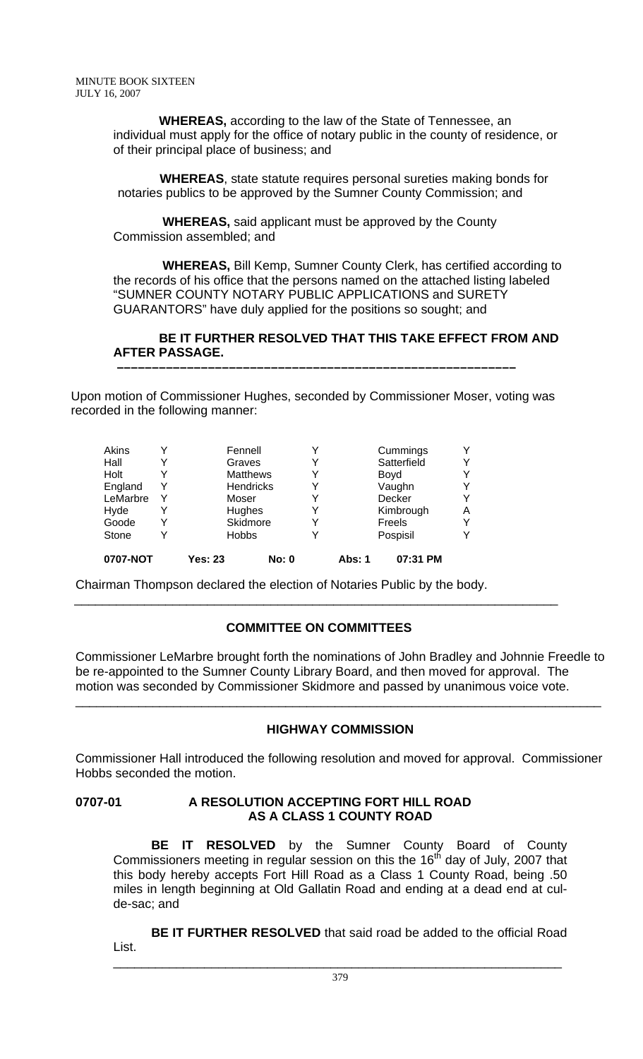**WHEREAS,** according to the law of the State of Tennessee, an individual must apply for the office of notary public in the county of residence, or of their principal place of business; and

**WHEREAS**, state statute requires personal sureties making bonds for notaries publics to be approved by the Sumner County Commission; and

**WHEREAS,** said applicant must be approved by the County Commission assembled; and

**WHEREAS,** Bill Kemp, Sumner County Clerk, has certified according to the records of his office that the persons named on the attached listing labeled "SUMNER COUNTY NOTARY PUBLIC APPLICATIONS and SURETY GUARANTORS" have duly applied for the positions so sought; and

**BE IT FURTHER RESOLVED THAT THIS TAKE EFFECT FROM AND AFTER PASSAGE.**

**–––––––––––––––––––––––––––––––––––––––––––––––––––––––––**

Upon motion of Commissioner Hughes, seconded by Commissioner Moser, voting was recorded in the following manner:

| | | | | | |
|---|---|---|---|---|---|
| Akins | Y | Fennell | Y | Cummings | Y |
| Hall | Y | Graves | Y | Satterfield | Y |
| Holt | Y | Matthews | Y | Boyd | Y |
| England | Y | Hendricks | Y | Vaughn | Y |
| LeMarbre | Y | Moser | Y | Decker | Y |
| Hyde | Y | Hughes | Y | Kimbrough | A |
| Goode | Y | Skidmore | Y | Freels | Y |
| Stone | Y | Hobbs | Y | Pospisil | Y |
| **0707-NOT** | | **Yes: 23** | **No: 0** | **Abs: 1** | **07:31 PM** |

Chairman Thompson declared the election of Notaries Public by the body.

---

**COMMITTEE ON COMMITTEES**

Commissioner LeMarbre brought forth the nominations of John Bradley and Johnnie Freedle to be re-appointed to the Sumner County Library Board, and then moved for approval. The motion was seconded by Commissioner Skidmore and passed by unanimous voice vote.

---

**HIGHWAY COMMISSION**

Commissioner Hall introduced the following resolution and moved for approval. Commissioner Hobbs seconded the motion.

**0707-01 A RESOLUTION ACCEPTING FORT HILL ROAD AS A CLASS 1 COUNTY ROAD**

**BE IT RESOLVED** by the Sumner County Board of County Commissioners meeting in regular session on this the 16th day of July, 2007 that this body hereby accepts Fort Hill Road as a Class 1 County Road, being .50 miles in length beginning at Old Gallatin Road and ending at a dead end at cul-de-sac; and

**BE IT FURTHER RESOLVED** that said road be added to the official Road List.

---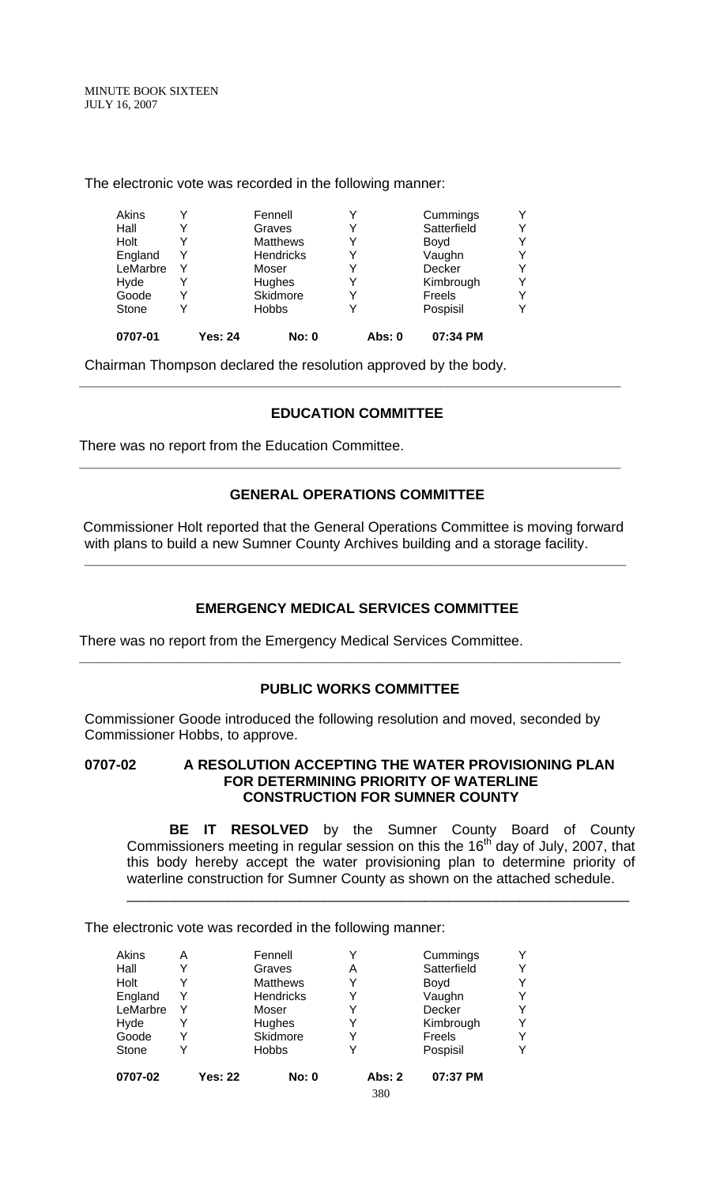The electronic vote was recorded in the following manner:

| | | | | | |
|---|---|---|---|---|---|
| Akins | Y | Fennell | Y | Cummings | Y |
| Hall | Y | Graves | Y | Satterfield | Y |
| Holt | Y | Matthews | Y | Boyd | Y |
| England | Y | Hendricks | Y | Vaughn | Y |
| LeMarbre | Y | Moser | Y | Decker | Y |
| Hyde | Y | Hughes | Y | Kimbrough | Y |
| Goode | Y | Skidmore | Y | Freels | Y |
| Stone | Y | Hobbs | Y | Pospisil | Y |
| **0707-01** | **Yes: 24** | **No: 0** | **Abs: 0** | **07:34 PM** | |

Chairman Thompson declared the resolution approved by the body.

---

## EDUCATION COMMITTEE

There was no report from the Education Committee.

---

## GENERAL OPERATIONS COMMITTEE

Commissioner Holt reported that the General Operations Committee is moving forward with plans to build a new Sumner County Archives building and a storage facility.

---

## EMERGENCY MEDICAL SERVICES COMMITTEE

There was no report from the Emergency Medical Services Committee.

---

## PUBLIC WORKS COMMITTEE

Commissioner Goode introduced the following resolution and moved, seconded by Commissioner Hobbs, to approve.

**0707-02 A RESOLUTION ACCEPTING THE WATER PROVISIONING PLAN FOR DETERMINING PRIORITY OF WATERLINE CONSTRUCTION FOR SUMNER COUNTY**

**BE IT RESOLVED** by the Sumner County Board of County Commissioners meeting in regular session on this the 16th day of July, 2007, that this body hereby accept the water provisioning plan to determine priority of waterline construction for Sumner County as shown on the attached schedule.

---

The electronic vote was recorded in the following manner:

| | | | | | |
|---|---|---|---|---|---|
| Akins | A | Fennell | Y | Cummings | Y |
| Hall | Y | Graves | A | Satterfield | Y |
| Holt | Y | Matthews | Y | Boyd | Y |
| England | Y | Hendricks | Y | Vaughn | Y |
| LeMarbre | Y | Moser | Y | Decker | Y |
| Hyde | Y | Hughes | Y | Kimbrough | Y |
| Goode | Y | Skidmore | Y | Freels | Y |
| Stone | Y | Hobbs | Y | Pospisil | Y |
| **0707-02** | **Yes: 22** | **No: 0** | **Abs: 2** | **07:37 PM** | |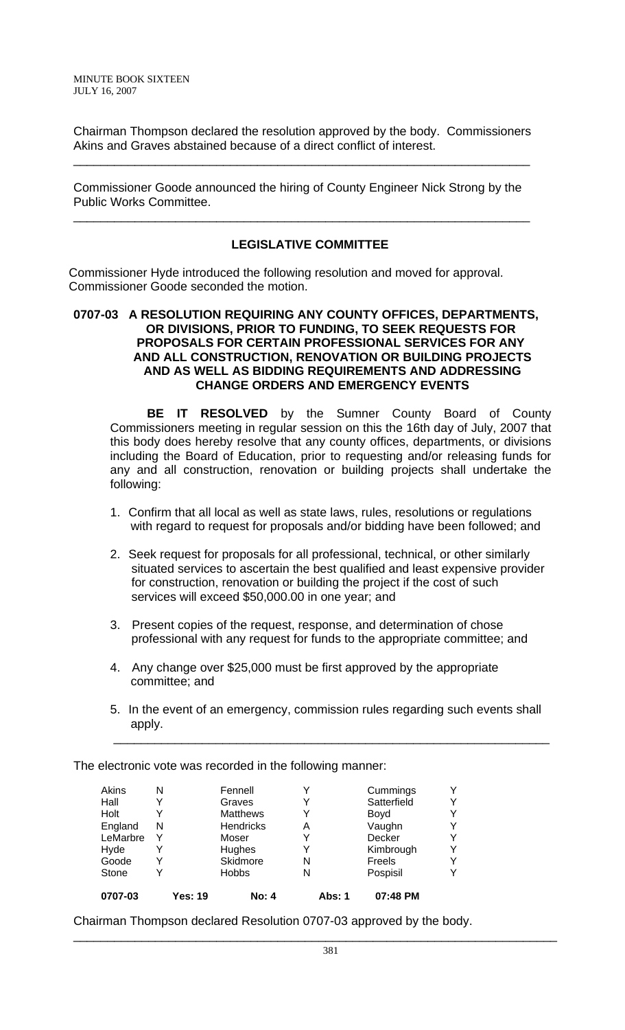Chairman Thompson declared the resolution approved by the body. Commissioners Akins and Graves abstained because of a direct conflict of interest.

---

Commissioner Goode announced the hiring of County Engineer Nick Strong by the Public Works Committee.

---

## LEGISLATIVE COMMITTEE

Commissioner Hyde introduced the following resolution and moved for approval. Commissioner Goode seconded the motion.

### 0707-03 A RESOLUTION REQUIRING ANY COUNTY OFFICES, DEPARTMENTS, OR DIVISIONS, PRIOR TO FUNDING, TO SEEK REQUESTS FOR PROPOSALS FOR CERTAIN PROFESSIONAL SERVICES FOR ANY AND ALL CONSTRUCTION, RENOVATION OR BUILDING PROJECTS AND AS WELL AS BIDDING REQUIREMENTS AND ADDRESSING CHANGE ORDERS AND EMERGENCY EVENTS

**BE IT RESOLVED** by the Sumner County Board of County Commissioners meeting in regular session on this the 16th day of July, 2007 that this body does hereby resolve that any county offices, departments, or divisions including the Board of Education, prior to requesting and/or releasing funds for any and all construction, renovation or building projects shall undertake the following:

1. Confirm that all local as well as state laws, rules, resolutions or regulations with regard to request for proposals and/or bidding have been followed; and
2. Seek request for proposals for all professional, technical, or other similarly situated services to ascertain the best qualified and least expensive provider for construction, renovation or building the project if the cost of such services will exceed $50,000.00 in one year; and
3. Present copies of the request, response, and determination of chose professional with any request for funds to the appropriate committee; and
4. Any change over $25,000 must be first approved by the appropriate committee; and
5. In the event of an emergency, commission rules regarding such events shall apply.

---

The electronic vote was recorded in the following manner:

| | | | | | |
|---|---|---|---|---|---|
| Akins | N | Fennell | Y | Cummings | Y |
| Hall | Y | Graves | Y | Satterfield | Y |
| Holt | Y | Matthews | Y | Boyd | Y |
| England | N | Hendricks | A | Vaughn | Y |
| LeMarbre | Y | Moser | Y | Decker | Y |
| Hyde | Y | Hughes | Y | Kimbrough | Y |
| Goode | Y | Skidmore | N | Freels | Y |
| Stone | Y | Hobbs | N | Pospisil | Y |
| **0707-03** | **Yes: 19** | **No: 4** | **Abs: 1** | **07:48 PM** | |

Chairman Thompson declared Resolution 0707-03 approved by the body.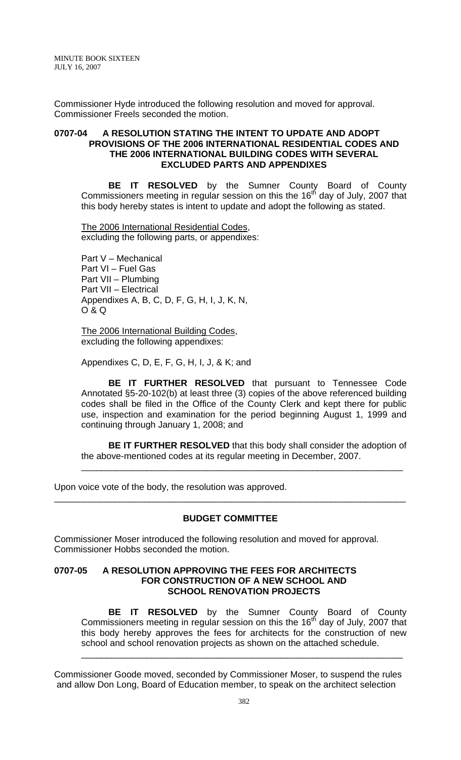Commissioner Hyde introduced the following resolution and moved for approval. Commissioner Freels seconded the motion.

**0707-04 A RESOLUTION STATING THE INTENT TO UPDATE AND ADOPT PROVISIONS OF THE 2006 INTERNATIONAL RESIDENTIAL CODES AND THE 2006 INTERNATIONAL BUILDING CODES WITH SEVERAL EXCLUDED PARTS AND APPENDIXES**

**BE IT RESOLVED** by the Sumner County Board of County Commissioners meeting in regular session on this the 16th day of July, 2007 that this body hereby states is intent to update and adopt the following as stated.

The 2006 International Residential Codes, excluding the following parts, or appendixes:

Part V – Mechanical
Part VI – Fuel Gas
Part VII – Plumbing
Part VII – Electrical
Appendixes A, B, C, D, F, G, H, I, J, K, N, O & Q

The 2006 International Building Codes, excluding the following appendixes:

Appendixes C, D, E, F, G, H, I, J, & K; and

**BE IT FURTHER RESOLVED** that pursuant to Tennessee Code Annotated §5-20-102(b) at least three (3) copies of the above referenced building codes shall be filed in the Office of the County Clerk and kept there for public use, inspection and examination for the period beginning August 1, 1999 and continuing through January 1, 2008; and

**BE IT FURTHER RESOLVED** that this body shall consider the adoption of the above-mentioned codes at its regular meeting in December, 2007.

---

Upon voice vote of the body, the resolution was approved.

---

## BUDGET COMMITTEE

Commissioner Moser introduced the following resolution and moved for approval. Commissioner Hobbs seconded the motion.

**0707-05 A RESOLUTION APPROVING THE FEES FOR ARCHITECTS FOR CONSTRUCTION OF A NEW SCHOOL AND SCHOOL RENOVATION PROJECTS**

**BE IT RESOLVED** by the Sumner County Board of County Commissioners meeting in regular session on this the 16th day of July, 2007 that this body hereby approves the fees for architects for the construction of new school and school renovation projects as shown on the attached schedule.

---

Commissioner Goode moved, seconded by Commissioner Moser, to suspend the rules and allow Don Long, Board of Education member, to speak on the architect selection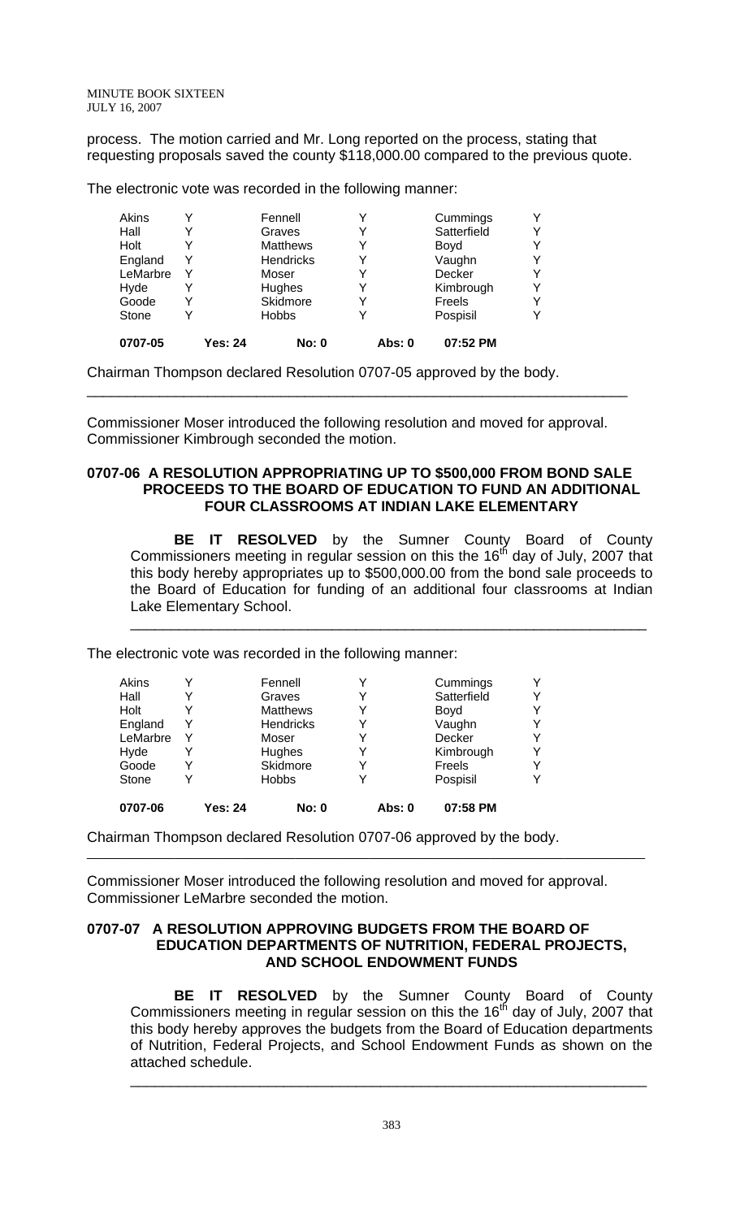process. The motion carried and Mr. Long reported on the process, stating that requesting proposals saved the county $118,000.00 compared to the previous quote.

The electronic vote was recorded in the following manner:

| | | | | | |
|---|---|---|---|---|---|
| Akins | Y | Fennell | Y | Cummings | Y |
| Hall | Y | Graves | Y | Satterfield | Y |
| Holt | Y | Matthews | Y | Boyd | Y |
| England | Y | Hendricks | Y | Vaughn | Y |
| LeMarbre | Y | Moser | Y | Decker | Y |
| Hyde | Y | Hughes | Y | Kimbrough | Y |
| Goode | Y | Skidmore | Y | Freels | Y |
| Stone | Y | Hobbs | Y | Pospisil | Y |
| **0707-05** | **Yes: 24** | **No: 0** | **Abs: 0** | **07:52 PM** | |

Chairman Thompson declared Resolution 0707-05 approved by the body.

---

Commissioner Moser introduced the following resolution and moved for approval. Commissioner Kimbrough seconded the motion.

**0707-06 A RESOLUTION APPROPRIATING UP TO $500,000 FROM BOND SALE PROCEEDS TO THE BOARD OF EDUCATION TO FUND AN ADDITIONAL FOUR CLASSROOMS AT INDIAN LAKE ELEMENTARY**

**BE IT RESOLVED** by the Sumner County Board of County Commissioners meeting in regular session on this the 16th day of July, 2007 that this body hereby appropriates up to $500,000.00 from the bond sale proceeds to the Board of Education for funding of an additional four classrooms at Indian Lake Elementary School.

---

The electronic vote was recorded in the following manner:

| | | | | | |
|---|---|---|---|---|---|
| Akins | Y | Fennell | Y | Cummings | Y |
| Hall | Y | Graves | Y | Satterfield | Y |
| Holt | Y | Matthews | Y | Boyd | Y |
| England | Y | Hendricks | Y | Vaughn | Y |
| LeMarbre | Y | Moser | Y | Decker | Y |
| Hyde | Y | Hughes | Y | Kimbrough | Y |
| Goode | Y | Skidmore | Y | Freels | Y |
| Stone | Y | Hobbs | Y | Pospisil | Y |
| **0707-06** | **Yes: 24** | **No: 0** | **Abs: 0** | **07:58 PM** | |

Chairman Thompson declared Resolution 0707-06 approved by the body.

---

Commissioner Moser introduced the following resolution and moved for approval. Commissioner LeMarbre seconded the motion.

**0707-07 A RESOLUTION APPROVING BUDGETS FROM THE BOARD OF EDUCATION DEPARTMENTS OF NUTRITION, FEDERAL PROJECTS, AND SCHOOL ENDOWMENT FUNDS**

**BE IT RESOLVED** by the Sumner County Board of County Commissioners meeting in regular session on this the 16th day of July, 2007 that this body hereby approves the budgets from the Board of Education departments of Nutrition, Federal Projects, and School Endowment Funds as shown on the attached schedule.

---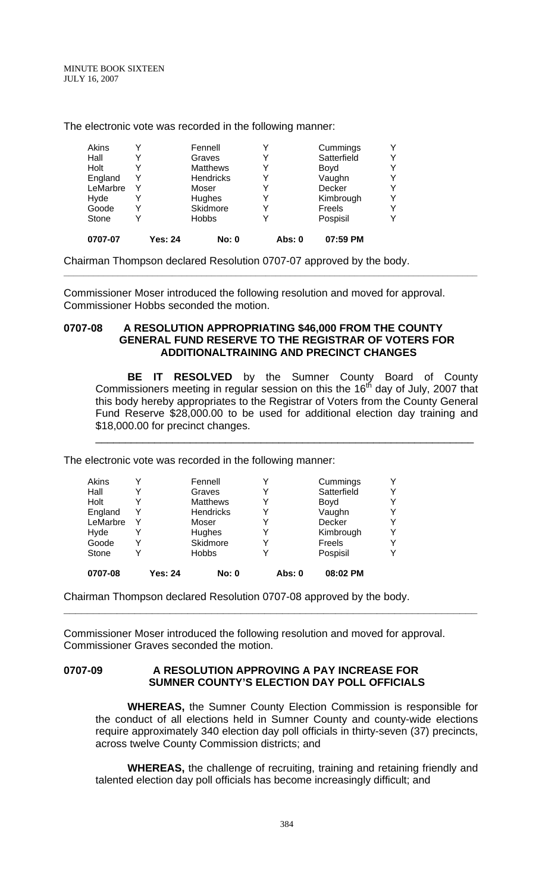The electronic vote was recorded in the following manner:

| | | | | | |
|---|---|---|---|---|---|
| Akins | Y | Fennell | Y | Cummings | Y |
| Hall | Y | Graves | Y | Satterfield | Y |
| Holt | Y | Matthews | Y | Boyd | Y |
| England | Y | Hendricks | Y | Vaughn | Y |
| LeMarbre | Y | Moser | Y | Decker | Y |
| Hyde | Y | Hughes | Y | Kimbrough | Y |
| Goode | Y | Skidmore | Y | Freels | Y |
| Stone | Y | Hobbs | Y | Pospisil | Y |
| **0707-07** | **Yes: 24** | **No: 0** | **Abs: 0** | **07:59 PM** | |

Chairman Thompson declared Resolution 0707-07 approved by the body.

---

Commissioner Moser introduced the following resolution and moved for approval. Commissioner Hobbs seconded the motion.

**0707-08 A RESOLUTION APPROPRIATING $46,000 FROM THE COUNTY GENERAL FUND RESERVE TO THE REGISTRAR OF VOTERS FOR ADDITIONALTRAINING AND PRECINCT CHANGES**

**BE IT RESOLVED** by the Sumner County Board of County Commissioners meeting in regular session on this the 16th day of July, 2007 that this body hereby appropriates to the Registrar of Voters from the County General Fund Reserve $28,000.00 to be used for additional election day training and $18,000.00 for precinct changes.

---

The electronic vote was recorded in the following manner:

| | | | | | |
|---|---|---|---|---|---|
| Akins | Y | Fennell | Y | Cummings | Y |
| Hall | Y | Graves | Y | Satterfield | Y |
| Holt | Y | Matthews | Y | Boyd | Y |
| England | Y | Hendricks | Y | Vaughn | Y |
| LeMarbre | Y | Moser | Y | Decker | Y |
| Hyde | Y | Hughes | Y | Kimbrough | Y |
| Goode | Y | Skidmore | Y | Freels | Y |
| Stone | Y | Hobbs | Y | Pospisil | Y |
| **0707-08** | **Yes: 24** | **No: 0** | **Abs: 0** | **08:02 PM** | |

Chairman Thompson declared Resolution 0707-08 approved by the body.

---

Commissioner Moser introduced the following resolution and moved for approval. Commissioner Graves seconded the motion.

**0707-09 A RESOLUTION APPROVING A PAY INCREASE FOR SUMNER COUNTY'S ELECTION DAY POLL OFFICIALS**

**WHEREAS,** the Sumner County Election Commission is responsible for the conduct of all elections held in Sumner County and county-wide elections require approximately 340 election day poll officials in thirty-seven (37) precincts, across twelve County Commission districts; and

**WHEREAS,** the challenge of recruiting, training and retaining friendly and talented election day poll officials has become increasingly difficult; and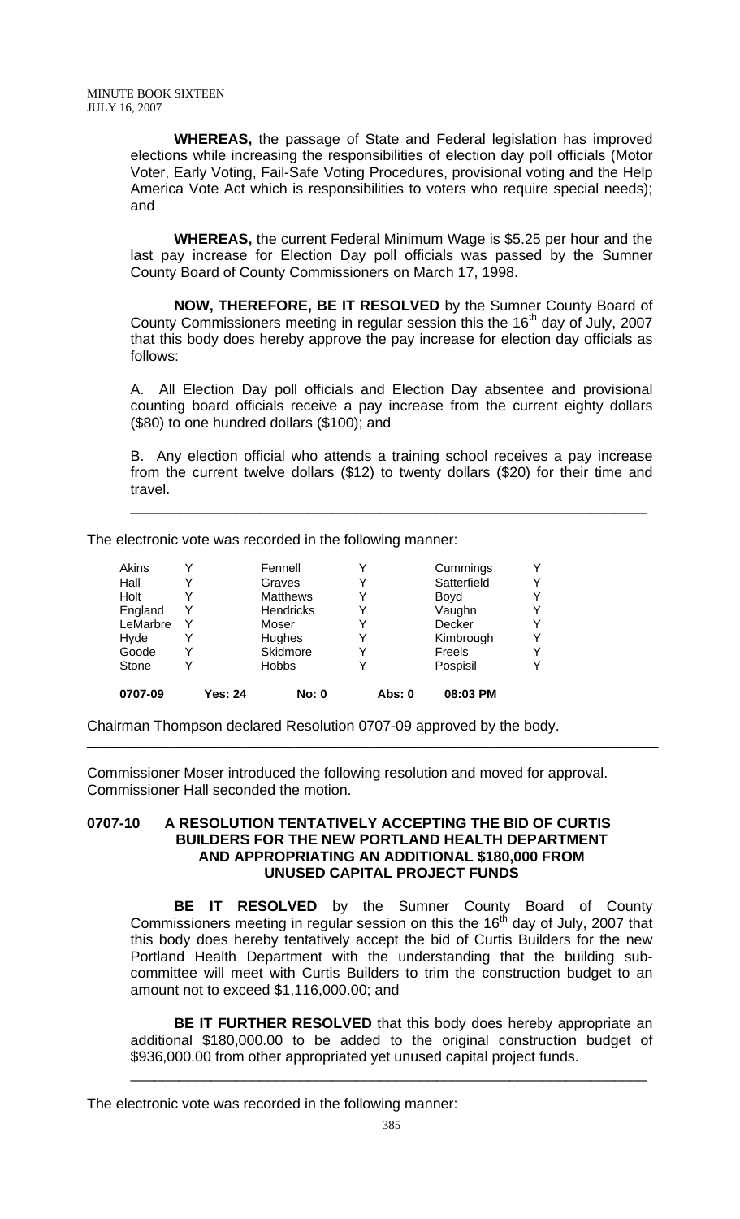**WHEREAS,** the passage of State and Federal legislation has improved elections while increasing the responsibilities of election day poll officials (Motor Voter, Early Voting, Fail-Safe Voting Procedures, provisional voting and the Help America Vote Act which is responsibilities to voters who require special needs); and

**WHEREAS,** the current Federal Minimum Wage is $5.25 per hour and the last pay increase for Election Day poll officials was passed by the Sumner County Board of County Commissioners on March 17, 1998.

**NOW, THEREFORE, BE IT RESOLVED** by the Sumner County Board of County Commissioners meeting in regular session this the 16th day of July, 2007 that this body does hereby approve the pay increase for election day officials as follows:

A. All Election Day poll officials and Election Day absentee and provisional counting board officials receive a pay increase from the current eighty dollars ($80) to one hundred dollars ($100); and

B. Any election official who attends a training school receives a pay increase from the current twelve dollars ($12) to twenty dollars ($20) for their time and travel.

---

The electronic vote was recorded in the following manner:

| | | | | | |
|---|---|---|---|---|---|
| Akins | Y | Fennell | Y | Cummings | Y |
| Hall | Y | Graves | Y | Satterfield | Y |
| Holt | Y | Matthews | Y | Boyd | Y |
| England | Y | Hendricks | Y | Vaughn | Y |
| LeMarbre | Y | Moser | Y | Decker | Y |
| Hyde | Y | Hughes | Y | Kimbrough | Y |
| Goode | Y | Skidmore | Y | Freels | Y |
| Stone | Y | Hobbs | Y | Pospisil | Y |
| **0707-09** | **Yes: 24** | **No: 0** | **Abs: 0** | **08:03 PM** | |

Chairman Thompson declared Resolution 0707-09 approved by the body.

---

Commissioner Moser introduced the following resolution and moved for approval. Commissioner Hall seconded the motion.

### 0707-10 A RESOLUTION TENTATIVELY ACCEPTING THE BID OF CURTIS BUILDERS FOR THE NEW PORTLAND HEALTH DEPARTMENT AND APPROPRIATING AN ADDITIONAL $180,000 FROM UNUSED CAPITAL PROJECT FUNDS

**BE IT RESOLVED** by the Sumner County Board of County Commissioners meeting in regular session on this the 16th day of July, 2007 that this body does hereby tentatively accept the bid of Curtis Builders for the new Portland Health Department with the understanding that the building sub-committee will meet with Curtis Builders to trim the construction budget to an amount not to exceed $1,116,000.00; and

**BE IT FURTHER RESOLVED** that this body does hereby appropriate an additional $180,000.00 to be added to the original construction budget of $936,000.00 from other appropriated yet unused capital project funds.

---

The electronic vote was recorded in the following manner: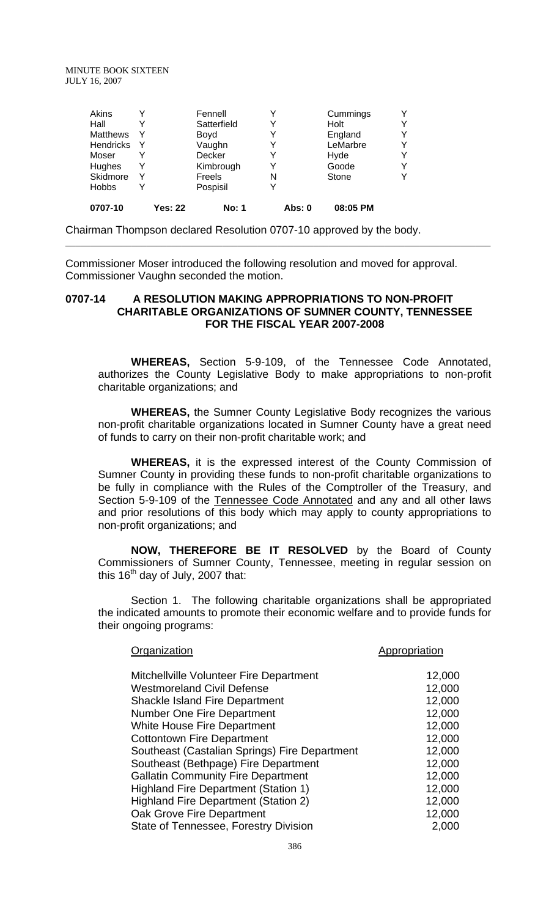| Akins | Y | Fennell | Y | Cummings | Y |
|---|---|---|---|---|---|
| Hall | Y | Satterfield | Y | Holt | Y |
| Matthews | Y | Boyd | Y | England | Y |
| Hendricks | Y | Vaughn | Y | LeMarbre | Y |
| Moser | Y | Decker | Y | Hyde | Y |
| Hughes | Y | Kimbrough | Y | Goode | Y |
| Skidmore | Y | Freels | N | Stone | Y |
| Hobbs | Y | Pospisil | Y | | |
| **0707-10** | **Yes: 22** | **No: 1** | **Abs: 0** | **08:05 PM** | |

Chairman Thompson declared Resolution 0707-10 approved by the body.

---

Commissioner Moser introduced the following resolution and moved for approval. Commissioner Vaughn seconded the motion.

**0707-14 A RESOLUTION MAKING APPROPRIATIONS TO NON-PROFIT CHARITABLE ORGANIZATIONS OF SUMNER COUNTY, TENNESSEE FOR THE FISCAL YEAR 2007-2008**

**WHEREAS,** Section 5-9-109, of the Tennessee Code Annotated, authorizes the County Legislative Body to make appropriations to non-profit charitable organizations; and

**WHEREAS,** the Sumner County Legislative Body recognizes the various non-profit charitable organizations located in Sumner County have a great need of funds to carry on their non-profit charitable work; and

**WHEREAS,** it is the expressed interest of the County Commission of Sumner County in providing these funds to non-profit charitable organizations to be fully in compliance with the Rules of the Comptroller of the Treasury, and Section 5-9-109 of the Tennessee Code Annotated and any and all other laws and prior resolutions of this body which may apply to county appropriations to non-profit organizations; and

**NOW, THEREFORE BE IT RESOLVED** by the Board of County Commissioners of Sumner County, Tennessee, meeting in regular session on this 16th day of July, 2007 that:

Section 1. The following charitable organizations shall be appropriated the indicated amounts to promote their economic welfare and to provide funds for their ongoing programs:

| Organization | Appropriation |
|---|---|
| Mitchellville Volunteer Fire Department | 12,000 |
| Westmoreland Civil Defense | 12,000 |
| Shackle Island Fire Department | 12,000 |
| Number One Fire Department | 12,000 |
| White House Fire Department | 12,000 |
| Cottontown Fire Department | 12,000 |
| Southeast (Castalian Springs) Fire Department | 12,000 |
| Southeast (Bethpage) Fire Department | 12,000 |
| Gallatin Community Fire Department | 12,000 |
| Highland Fire Department (Station 1) | 12,000 |
| Highland Fire Department (Station 2) | 12,000 |
| Oak Grove Fire Department | 12,000 |
| State of Tennessee, Forestry Division | 2,000 |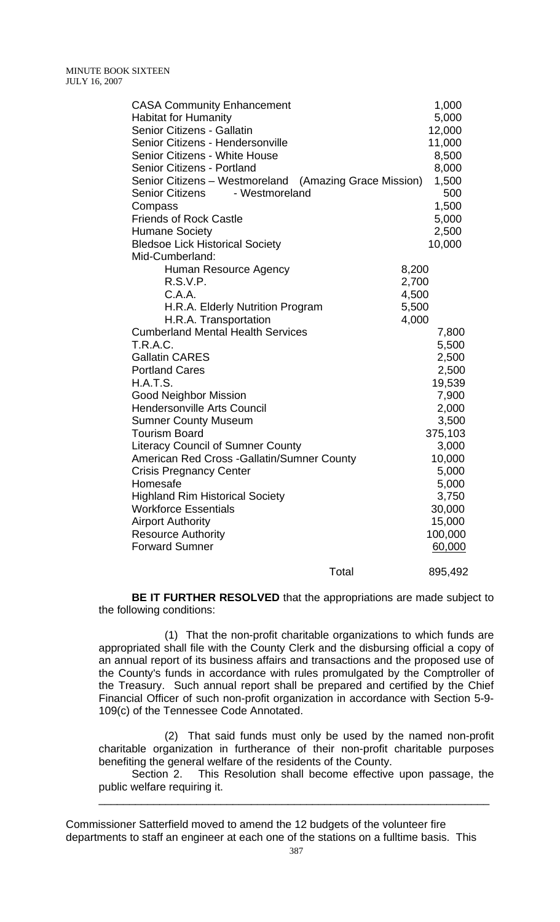| | | |
|---|---|---|
| CASA Community Enhancement | | 1,000 |
| Habitat for Humanity | | 5,000 |
| Senior Citizens - Gallatin | | 12,000 |
| Senior Citizens - Hendersonville | | 11,000 |
| Senior Citizens - White House | | 8,500 |
| Senior Citizens - Portland | | 8,000 |
| Senior Citizens – Westmoreland (Amazing Grace Mission) | | 1,500 |
| Senior Citizens - Westmoreland | | 500 |
| Compass | | 1,500 |
| Friends of Rock Castle | | 5,000 |
| Humane Society | | 2,500 |
| Bledsoe Lick Historical Society | | 10,000 |
| Mid-Cumberland: | | |
| Human Resource Agency | 8,200 | |
| R.S.V.P. | 2,700 | |
| C.A.A. | 4,500 | |
| H.R.A. Elderly Nutrition Program | 5,500 | |
| H.R.A. Transportation | 4,000 | |
| Cumberland Mental Health Services | | 7,800 |
| T.R.A.C. | | 5,500 |
| Gallatin CARES | | 2,500 |
| Portland Cares | | 2,500 |
| H.A.T.S. | | 19,539 |
| Good Neighbor Mission | | 7,900 |
| Hendersonville Arts Council | | 2,000 |
| Sumner County Museum | | 3,500 |
| Tourism Board | | 375,103 |
| Literacy Council of Sumner County | | 3,000 |
| American Red Cross -Gallatin/Sumner County | | 10,000 |
| Crisis Pregnancy Center | | 5,000 |
| Homesafe | | 5,000 |
| Highland Rim Historical Society | | 3,750 |
| Workforce Essentials | | 30,000 |
| Airport Authority | | 15,000 |
| Resource Authority | | 100,000 |
| Forward Sumner | | 60,000 |
| Total | | 895,492 |

**BE IT FURTHER RESOLVED** that the appropriations are made subject to the following conditions:

(1) That the non-profit charitable organizations to which funds are appropriated shall file with the County Clerk and the disbursing official a copy of an annual report of its business affairs and transactions and the proposed use of the County's funds in accordance with rules promulgated by the Comptroller of the Treasury. Such annual report shall be prepared and certified by the Chief Financial Officer of such non-profit organization in accordance with Section 5-9-109(c) of the Tennessee Code Annotated.

(2) That said funds must only be used by the named non-profit charitable organization in furtherance of their non-profit charitable purposes benefiting the general welfare of the residents of the County.

Section 2. This Resolution shall become effective upon passage, the public welfare requiring it.

---

Commissioner Satterfield moved to amend the 12 budgets of the volunteer fire departments to staff an engineer at each one of the stations on a fulltime basis. This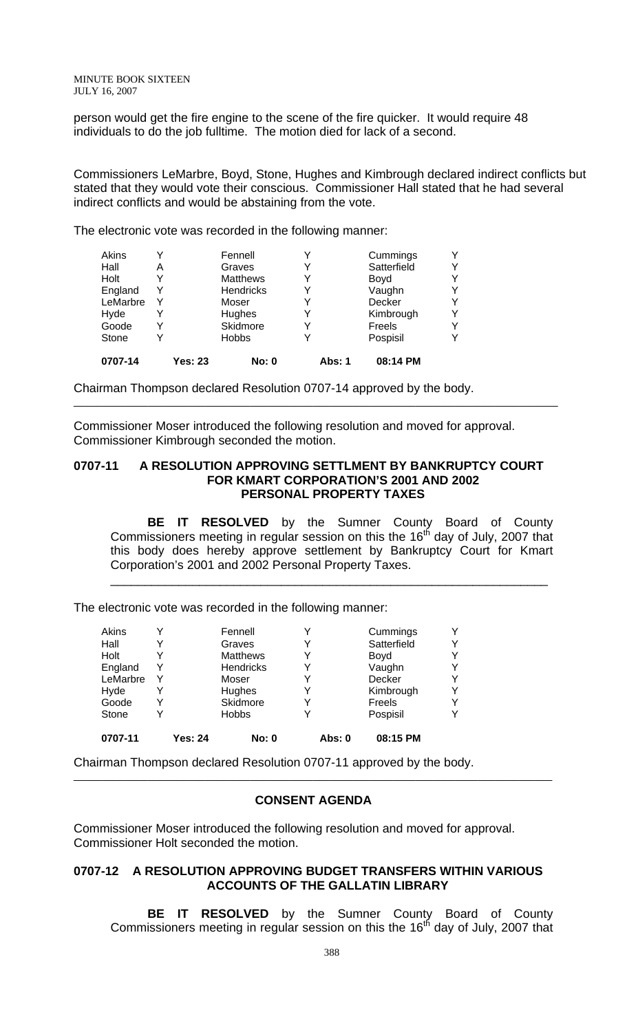person would get the fire engine to the scene of the fire quicker. It would require 48 individuals to do the job fulltime. The motion died for lack of a second.

Commissioners LeMarbre, Boyd, Stone, Hughes and Kimbrough declared indirect conflicts but stated that they would vote their conscious. Commissioner Hall stated that he had several indirect conflicts and would be abstaining from the vote.

The electronic vote was recorded in the following manner:

| | | | | | |
|---|---|---|---|---|---|
| Akins | Y | Fennell | Y | Cummings | Y |
| Hall | A | Graves | Y | Satterfield | Y |
| Holt | Y | Matthews | Y | Boyd | Y |
| England | Y | Hendricks | Y | Vaughn | Y |
| LeMarbre | Y | Moser | Y | Decker | Y |
| Hyde | Y | Hughes | Y | Kimbrough | Y |
| Goode | Y | Skidmore | Y | Freels | Y |
| Stone | Y | Hobbs | Y | Pospisil | Y |
| **0707-14** | **Yes: 23** | **No: 0** | **Abs: 1** | **08:14 PM** | |

Chairman Thompson declared Resolution 0707-14 approved by the body.

---

Commissioner Moser introduced the following resolution and moved for approval. Commissioner Kimbrough seconded the motion.

**0707-11 A RESOLUTION APPROVING SETTLMENT BY BANKRUPTCY COURT FOR KMART CORPORATION'S 2001 AND 2002 PERSONAL PROPERTY TAXES**

**BE IT RESOLVED** by the Sumner County Board of County Commissioners meeting in regular session on this the 16th day of July, 2007 that this body does hereby approve settlement by Bankruptcy Court for Kmart Corporation's 2001 and 2002 Personal Property Taxes.

---

The electronic vote was recorded in the following manner:

| | | | | | |
|---|---|---|---|---|---|
| Akins | Y | Fennell | Y | Cummings | Y |
| Hall | Y | Graves | Y | Satterfield | Y |
| Holt | Y | Matthews | Y | Boyd | Y |
| England | Y | Hendricks | Y | Vaughn | Y |
| LeMarbre | Y | Moser | Y | Decker | Y |
| Hyde | Y | Hughes | Y | Kimbrough | Y |
| Goode | Y | Skidmore | Y | Freels | Y |
| Stone | Y | Hobbs | Y | Pospisil | Y |
| **0707-11** | **Yes: 24** | **No: 0** | **Abs: 0** | **08:15 PM** | |

Chairman Thompson declared Resolution 0707-11 approved by the body.

---

**CONSENT AGENDA**

Commissioner Moser introduced the following resolution and moved for approval. Commissioner Holt seconded the motion.

**0707-12 A RESOLUTION APPROVING BUDGET TRANSFERS WITHIN VARIOUS ACCOUNTS OF THE GALLATIN LIBRARY**

**BE IT RESOLVED** by the Sumner County Board of County Commissioners meeting in regular session on this the 16th day of July, 2007 that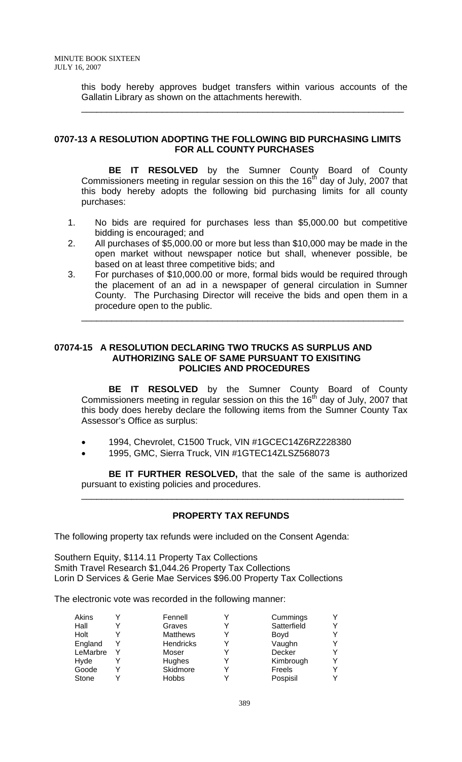this body hereby approves budget transfers within various accounts of the Gallatin Library as shown on the attachments herewith.

---

### 0707-13 A RESOLUTION ADOPTING THE FOLLOWING BID PURCHASING LIMITS FOR ALL COUNTY PURCHASES

**BE IT RESOLVED** by the Sumner County Board of County Commissioners meeting in regular session on this the 16th day of July, 2007 that this body hereby adopts the following bid purchasing limits for all county purchases:

1. No bids are required for purchases less than $5,000.00 but competitive bidding is encouraged; and
2. All purchases of $5,000.00 or more but less than $10,000 may be made in the open market without newspaper notice but shall, whenever possible, be based on at least three competitive bids; and
3. For purchases of $10,000.00 or more, formal bids would be required through the placement of an ad in a newspaper of general circulation in Sumner County. The Purchasing Director will receive the bids and open them in a procedure open to the public.

---

### 07074-15 A RESOLUTION DECLARING TWO TRUCKS AS SURPLUS AND AUTHORIZING SALE OF SAME PURSUANT TO EXISITING POLICIES AND PROCEDURES

**BE IT RESOLVED** by the Sumner County Board of County Commissioners meeting in regular session on this the 16th day of July, 2007 that this body does hereby declare the following items from the Sumner County Tax Assessor's Office as surplus:

- 1994, Chevrolet, C1500 Truck, VIN #1GCEC14Z6RZ228380
- 1995, GMC, Sierra Truck, VIN #1GTEC14ZLSZ568073

**BE IT FURTHER RESOLVED,** that the sale of the same is authorized pursuant to existing policies and procedures.

---

### PROPERTY TAX REFUNDS

The following property tax refunds were included on the Consent Agenda:

Southern Equity, $114.11 Property Tax Collections
Smith Travel Research $1,044.26 Property Tax Collections
Lorin D Services & Gerie Mae Services $96.00 Property Tax Collections

The electronic vote was recorded in the following manner:

| | | | | | |
|---|---|---|---|---|---|
| Akins | Y | Fennell | Y | Cummings | Y |
| Hall | Y | Graves | Y | Satterfield | Y |
| Holt | Y | Matthews | Y | Boyd | Y |
| England | Y | Hendricks | Y | Vaughn | Y |
| LeMarbre | Y | Moser | Y | Decker | Y |
| Hyde | Y | Hughes | Y | Kimbrough | Y |
| Goode | Y | Skidmore | Y | Freels | Y |
| Stone | Y | Hobbs | Y | Pospisil | Y |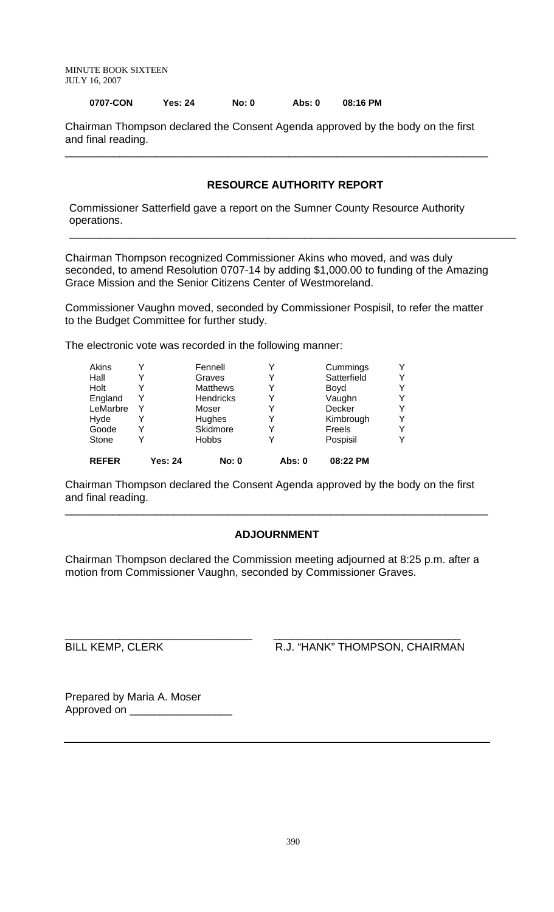**0707-CON Yes: 24 No: 0 Abs: 0 08:16 PM**

Chairman Thompson declared the Consent Agenda approved by the body on the first and final reading.

---

## RESOURCE AUTHORITY REPORT

Commissioner Satterfield gave a report on the Sumner County Resource Authority operations.

---

Chairman Thompson recognized Commissioner Akins who moved, and was duly seconded, to amend Resolution 0707-14 by adding $1,000.00 to funding of the Amazing Grace Mission and the Senior Citizens Center of Westmoreland.

Commissioner Vaughn moved, seconded by Commissioner Pospisil, to refer the matter to the Budget Committee for further study.

The electronic vote was recorded in the following manner:

| | | | | | |
|---|---|---|---|---|---|
| Akins | Y | Fennell | Y | Cummings | Y |
| Hall | Y | Graves | Y | Satterfield | Y |
| Holt | Y | Matthews | Y | Boyd | Y |
| England | Y | Hendricks | Y | Vaughn | Y |
| LeMarbre | Y | Moser | Y | Decker | Y |
| Hyde | Y | Hughes | Y | Kimbrough | Y |
| Goode | Y | Skidmore | Y | Freels | Y |
| Stone | Y | Hobbs | Y | Pospisil | Y |

**REFER Yes: 24 No: 0 Abs: 0 08:22 PM**

Chairman Thompson declared the Consent Agenda approved by the body on the first and final reading.

---

## ADJOURNMENT

Chairman Thompson declared the Commission meeting adjourned at 8:25 p.m. after a motion from Commissioner Vaughn, seconded by Commissioner Graves.

\_\_\_\_\_\_\_\_\_\_\_\_\_\_\_\_\_\_\_\_\_\_\_\_\_\_\_\_\_\_ \_\_\_\_\_\_\_\_\_\_\_\_\_\_\_\_\_\_\_\_\_\_\_\_\_\_\_\_\_\_

BILL KEMP, CLERK R.J. "HANK" THOMPSON, CHAIRMAN

Prepared by Maria A. Moser
Approved on \_\_\_\_\_\_\_\_\_\_\_\_\_\_\_\_